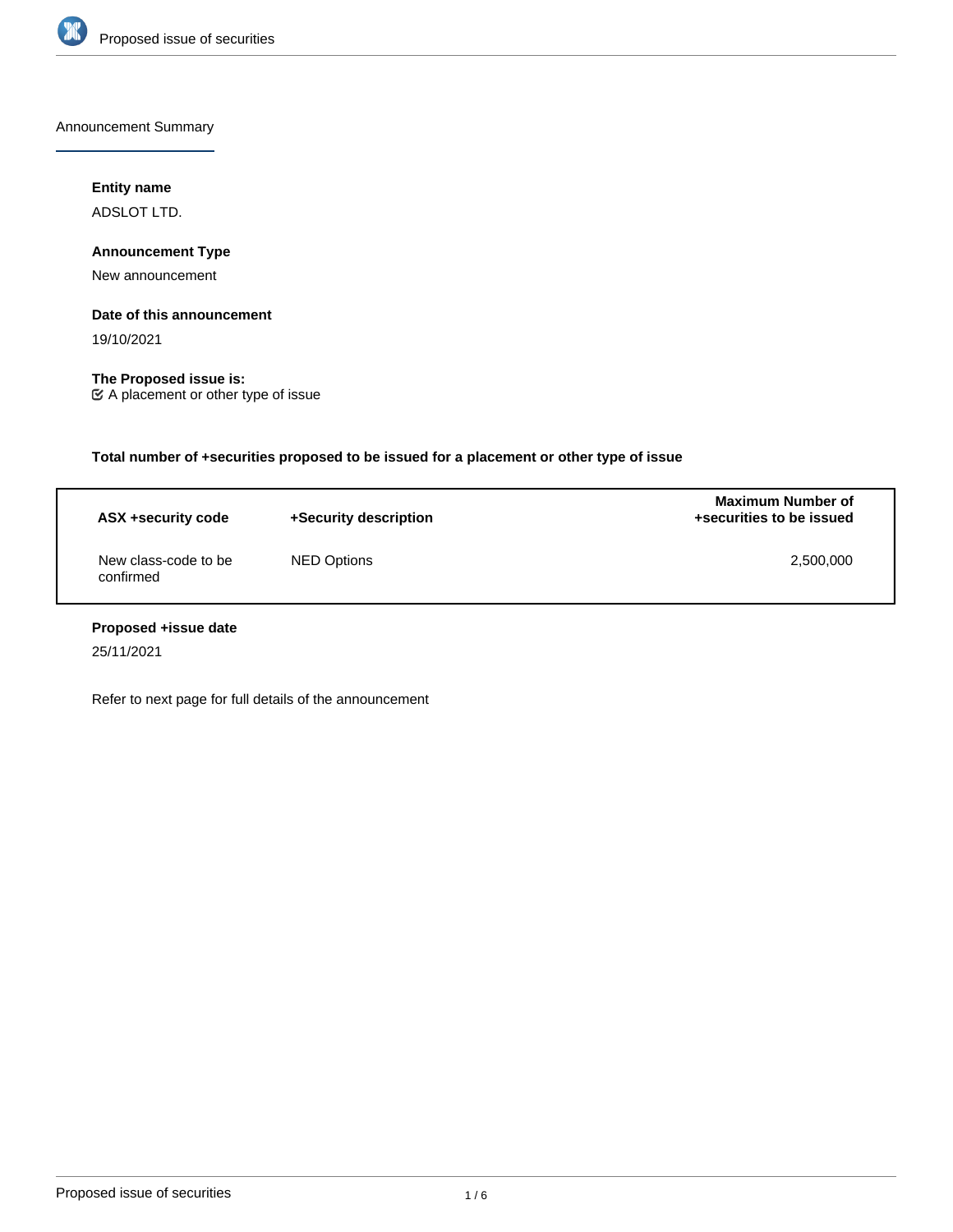Announcement Summary

**Entity name**

ADSLOT LTD.

**Announcement Type**

New announcement

**Date of this announcement**

19/10/2021

**The Proposed issue is:**

☑ A placement or other type of issue

**Total number of +securities proposed to be issued for a placement or other type of issue**

| ASX +security code | +Security description | Maximum Number of +securities to be issued |
|---|---|---|
| New class-code to be confirmed | NED Options | 2,500,000 |

**Proposed +issue date**

25/11/2021

Refer to next page for full details of the announcement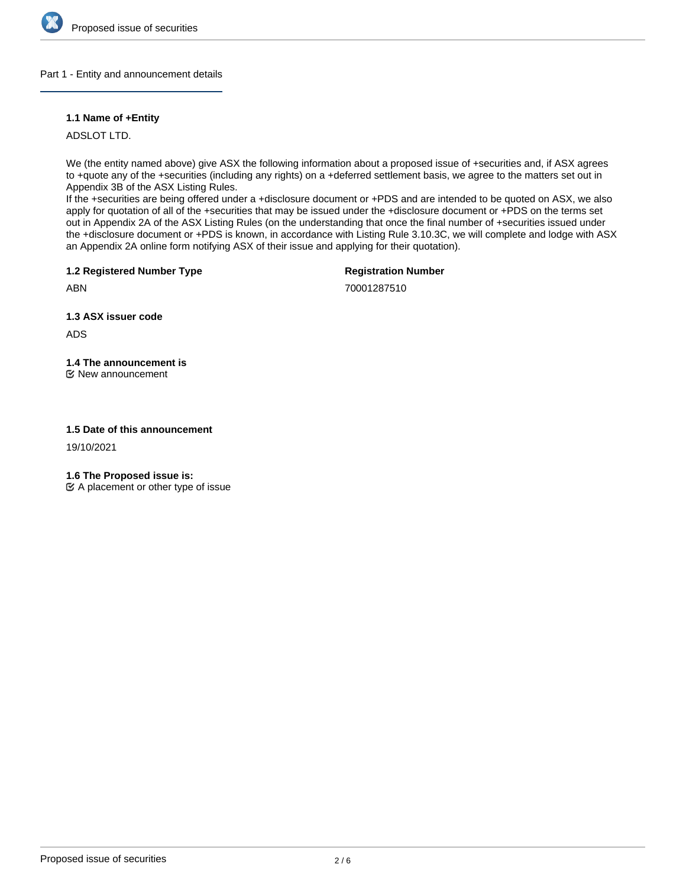## Part 1 - Entity and announcement details

### 1.1 Name of +Entity

ADSLOT LTD.

We (the entity named above) give ASX the following information about a proposed issue of +securities and, if ASX agrees to +quote any of the +securities (including any rights) on a +deferred settlement basis, we agree to the matters set out in Appendix 3B of the ASX Listing Rules.
If the +securities are being offered under a +disclosure document or +PDS and are intended to be quoted on ASX, we also apply for quotation of all of the +securities that may be issued under the +disclosure document or +PDS on the terms set out in Appendix 2A of the ASX Listing Rules (on the understanding that once the final number of +securities issued under the +disclosure document or +PDS is known, in accordance with Listing Rule 3.10.3C, we will complete and lodge with ASX an Appendix 2A online form notifying ASX of their issue and applying for their quotation).

### 1.2 Registered Number Type

ABN

### Registration Number

70001287510

### 1.3 ASX issuer code

ADS

### 1.4 The announcement is

☑ New announcement

### 1.5 Date of this announcement

19/10/2021

### 1.6 The Proposed issue is:

☑ A placement or other type of issue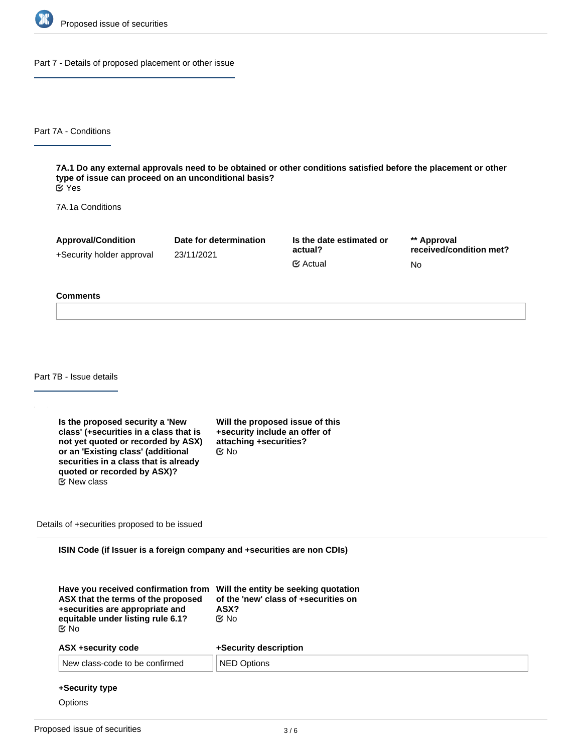## Part 7 - Details of proposed placement or other issue

### Part 7A - Conditions

**7A.1 Do any external approvals need to be obtained or other conditions satisfied before the placement or other type of issue can proceed on an unconditional basis?**
Yes

7A.1a Conditions

| Approval/Condition | Date for determination | Is the date estimated or actual? | ** Approval received/condition met? |
|---|---|---|---|
| +Security holder approval | 23/11/2021 | Actual | No |

**Comments**

### Part 7B - Issue details

**Is the proposed security a 'New class' (+securities in a class that is not yet quoted or recorded by ASX) or an 'Existing class' (additional securities in a class that is already quoted or recorded by ASX)?**
New class

**Will the proposed issue of this +security include an offer of attaching +securities?**
No

Details of +securities proposed to be issued

**ISIN Code (if Issuer is a foreign company and +securities are non CDIs)**

**Have you received confirmation from ASX that the terms of the proposed +securities are appropriate and equitable under listing rule 6.1?**
No

**Will the entity be seeking quotation of the 'new' class of +securities on ASX?**
No

| ASX +security code | +Security description |
|---|---|
| New class-code to be confirmed | NED Options |

**+Security type**

Options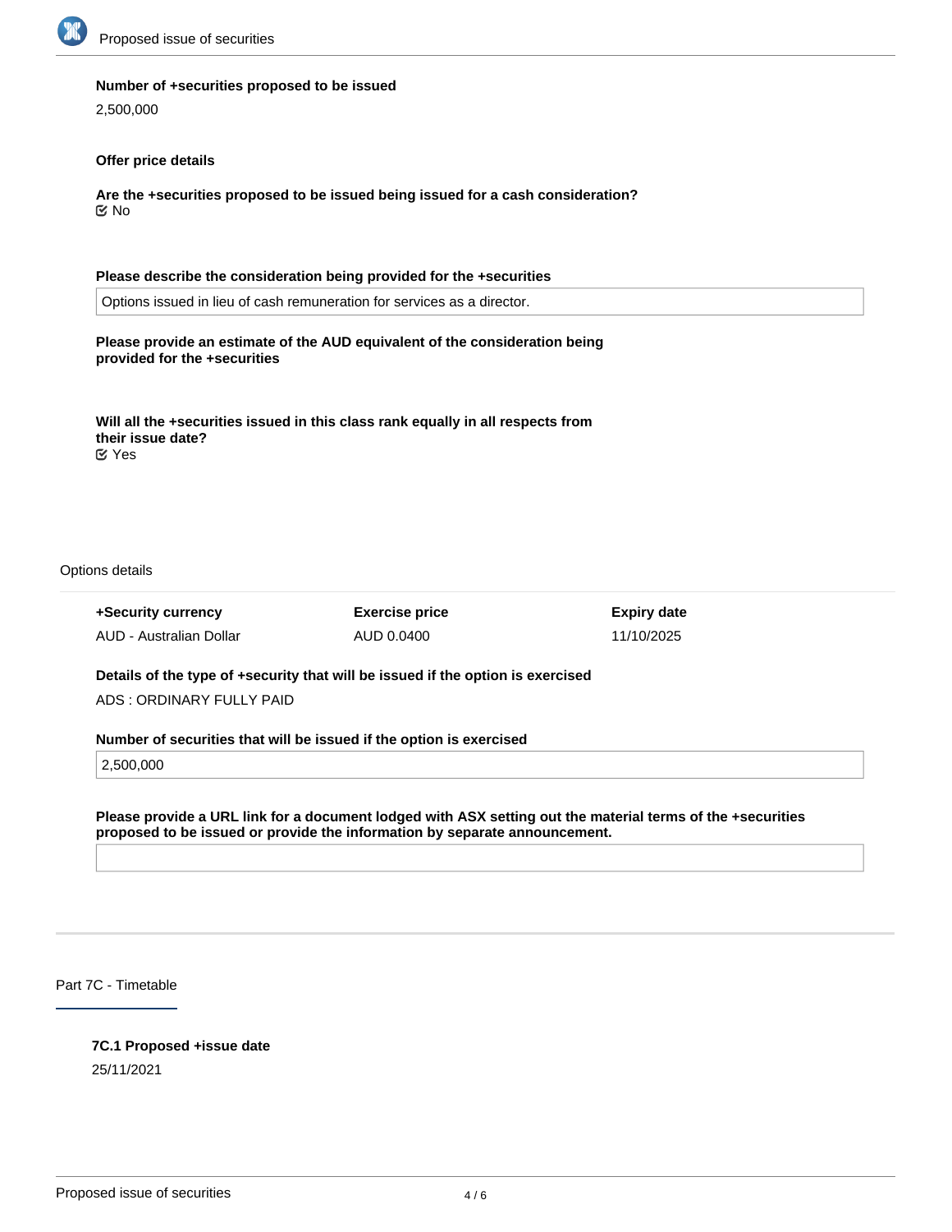**Number of +securities proposed to be issued**

2,500,000

**Offer price details**

**Are the +securities proposed to be issued being issued for a cash consideration?**

☑ No

**Please describe the consideration being provided for the +securities**

Options issued in lieu of cash remuneration for services as a director.

**Please provide an estimate of the AUD equivalent of the consideration being provided for the +securities**

**Will all the +securities issued in this class rank equally in all respects from their issue date?**

☑ Yes

Options details

| +Security currency | Exercise price | Expiry date |
| --- | --- | --- |
| AUD - Australian Dollar | AUD 0.0400 | 11/10/2025 |

**Details of the type of +security that will be issued if the option is exercised**

ADS : ORDINARY FULLY PAID

**Number of securities that will be issued if the option is exercised**

2,500,000

**Please provide a URL link for a document lodged with ASX setting out the material terms of the +securities proposed to be issued or provide the information by separate announcement.**

## Part 7C - Timetable

**7C.1 Proposed +issue date**

25/11/2021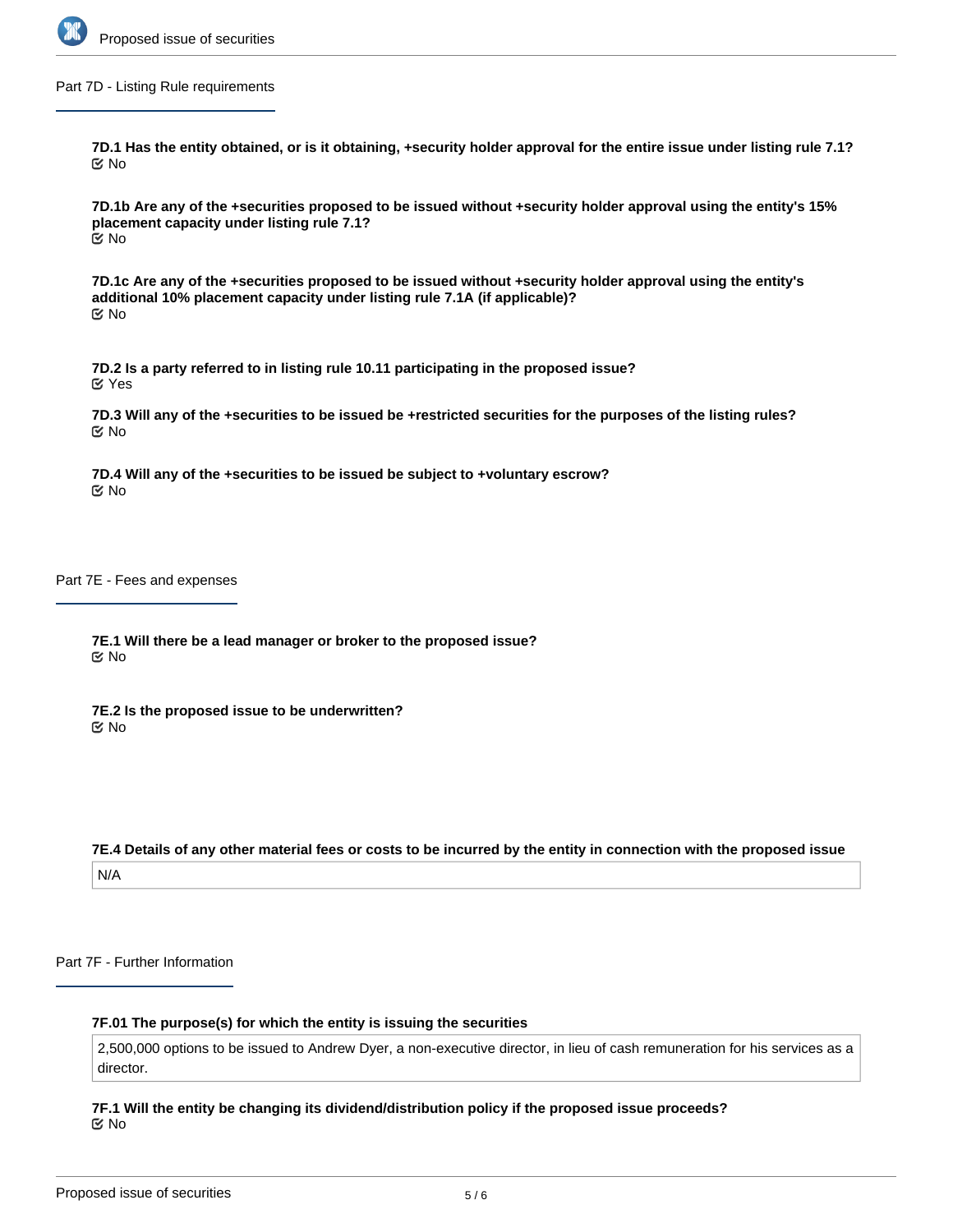## Part 7D - Listing Rule requirements

**7D.1 Has the entity obtained, or is it obtaining, +security holder approval for the entire issue under listing rule 7.1?**

No

**7D.1b Are any of the +securities proposed to be issued without +security holder approval using the entity's 15% placement capacity under listing rule 7.1?**

No

**7D.1c Are any of the +securities proposed to be issued without +security holder approval using the entity's additional 10% placement capacity under listing rule 7.1A (if applicable)?**

No

**7D.2 Is a party referred to in listing rule 10.11 participating in the proposed issue?**

Yes

**7D.3 Will any of the +securities to be issued be +restricted securities for the purposes of the listing rules?**

No

**7D.4 Will any of the +securities to be issued be subject to +voluntary escrow?**

No

## Part 7E - Fees and expenses

**7E.1 Will there be a lead manager or broker to the proposed issue?**

No

**7E.2 Is the proposed issue to be underwritten?**

No

**7E.4 Details of any other material fees or costs to be incurred by the entity in connection with the proposed issue**

N/A

## Part 7F - Further Information

**7F.01 The purpose(s) for which the entity is issuing the securities**

2,500,000 options to be issued to Andrew Dyer, a non-executive director, in lieu of cash remuneration for his services as a director.

**7F.1 Will the entity be changing its dividend/distribution policy if the proposed issue proceeds?**

No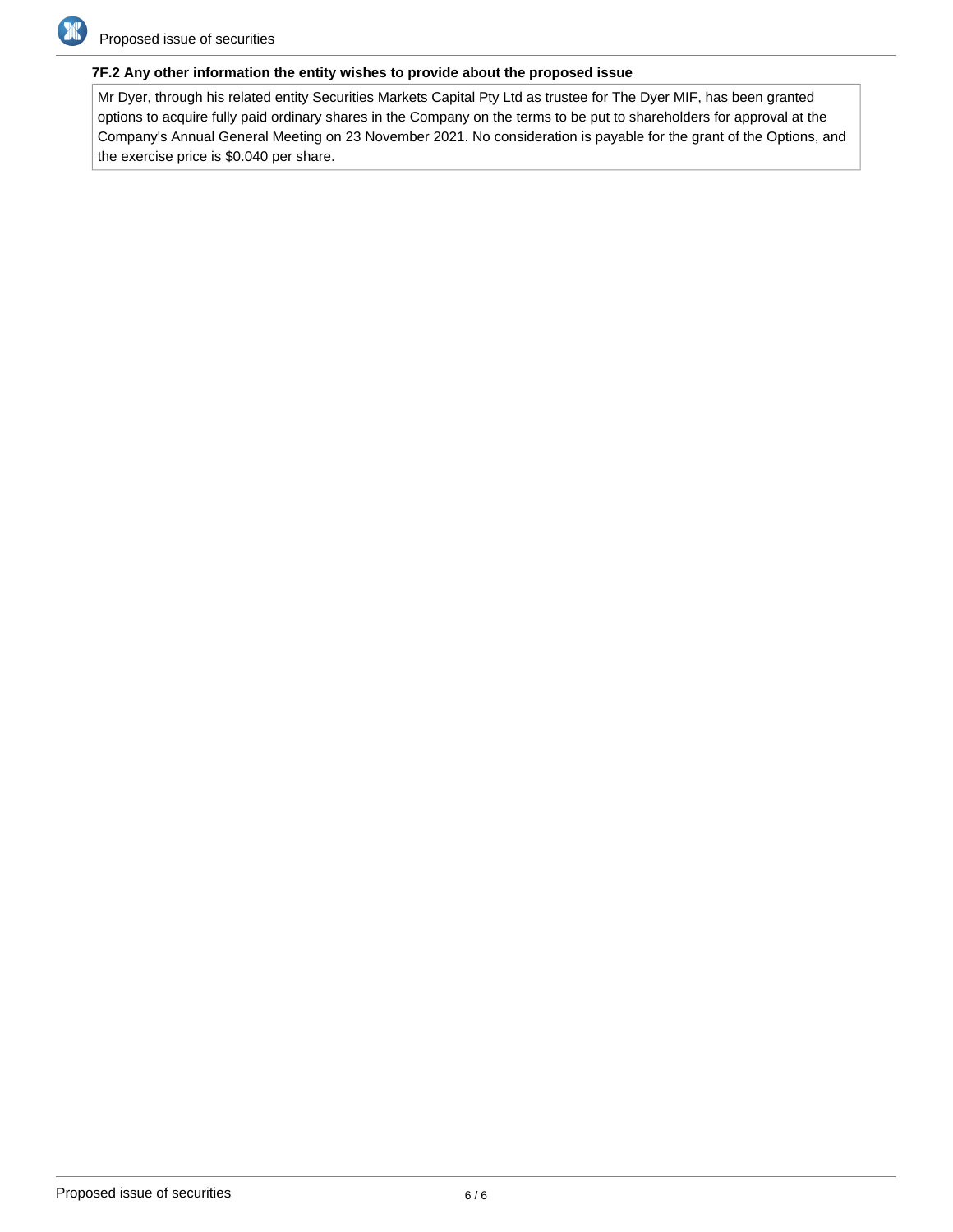### 7F.2 Any other information the entity wishes to provide about the proposed issue

Mr Dyer, through his related entity Securities Markets Capital Pty Ltd as trustee for The Dyer MIF, has been granted options to acquire fully paid ordinary shares in the Company on the terms to be put to shareholders for approval at the Company's Annual General Meeting on 23 November 2021. No consideration is payable for the grant of the Options, and the exercise price is $0.040 per share.